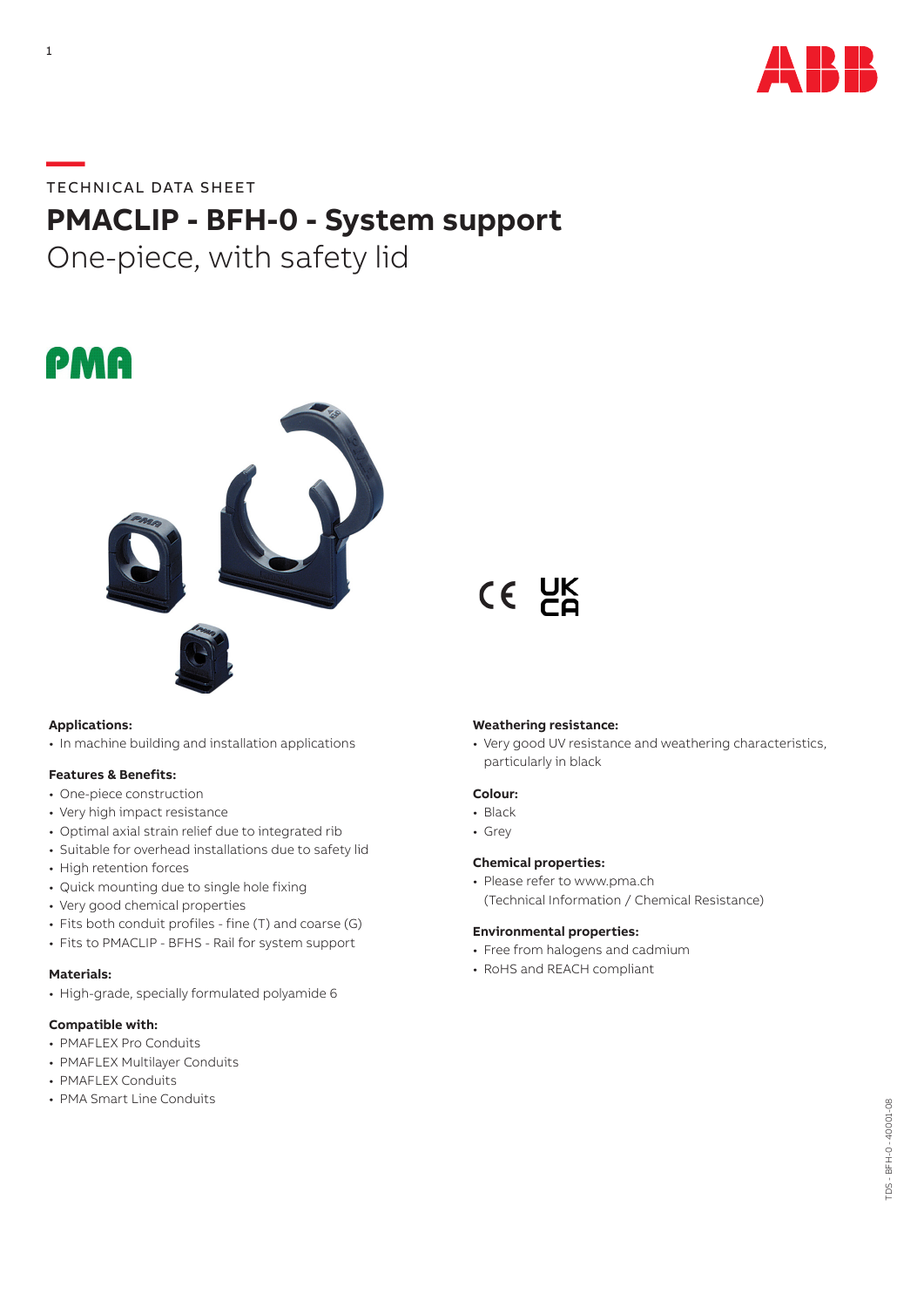TECHNICAL DATA SHEET

# PMACLIP - BFH-0 - System support

## One-piece, with safety lid

**Applications:**
- In machine building and installation applications

**Features & Benefits:**
- One-piece construction
- Very high impact resistance
- Optimal axial strain relief due to integrated rib
- Suitable for overhead installations due to safety lid
- High retention forces
- Quick mounting due to single hole fixing
- Very good chemical properties
- Fits both conduit profiles - fine (T) and coarse (G)
- Fits to PMACLIP - BFHS - Rail for system support

**Materials:**
- High-grade, specially formulated polyamide 6

**Compatible with:**
- PMAFLEX Pro Conduits
- PMAFLEX Multilayer Conduits
- PMAFLEX Conduits
- PMA Smart Line Conduits

**Weathering resistance:**
- Very good UV resistance and weathering characteristics, particularly in black

**Colour:**
- Black
- Grey

**Chemical properties:**
- Please refer to www.pma.ch (Technical Information / Chemical Resistance)

**Environmental properties:**
- Free from halogens and cadmium
- RoHS and REACH compliant

TDS - BFH-0 - 40001-08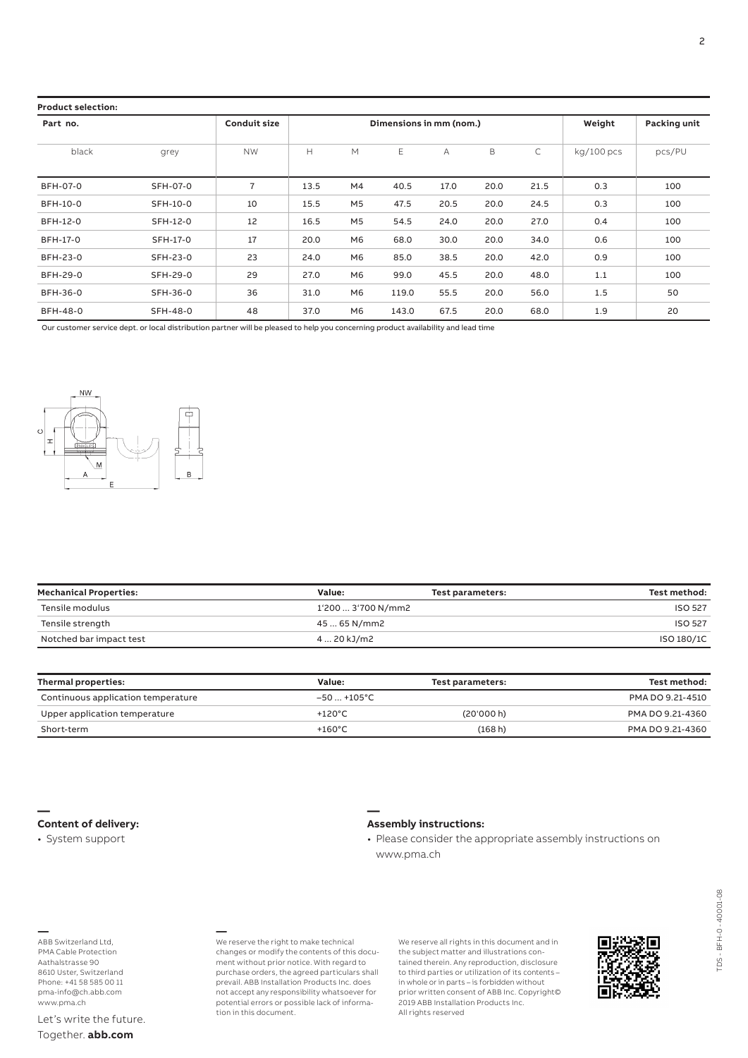**Product selection:**

| Part no. | | Conduit size | Dimensions in mm (nom.) | | | | | | Weight | Packing unit |
|---|---|---|---|---|---|---|---|---|---|---|
| black | grey | NW | H | M | E | A | B | C | kg/100 pcs | pcs/PU |
| BFH-07-0 | SFH-07-0 | 7 | 13.5 | M4 | 40.5 | 17.0 | 20.0 | 21.5 | 0.3 | 100 |
| BFH-10-0 | SFH-10-0 | 10 | 15.5 | M5 | 47.5 | 20.5 | 20.0 | 24.5 | 0.3 | 100 |
| BFH-12-0 | SFH-12-0 | 12 | 16.5 | M5 | 54.5 | 24.0 | 20.0 | 27.0 | 0.4 | 100 |
| BFH-17-0 | SFH-17-0 | 17 | 20.0 | M6 | 68.0 | 30.0 | 20.0 | 34.0 | 0.6 | 100 |
| BFH-23-0 | SFH-23-0 | 23 | 24.0 | M6 | 85.0 | 38.5 | 20.0 | 42.0 | 0.9 | 100 |
| BFH-29-0 | SFH-29-0 | 29 | 27.0 | M6 | 99.0 | 45.5 | 20.0 | 48.0 | 1.1 | 100 |
| BFH-36-0 | SFH-36-0 | 36 | 31.0 | M6 | 119.0 | 55.5 | 20.0 | 56.0 | 1.5 | 50 |
| BFH-48-0 | SFH-48-0 | 48 | 37.0 | M6 | 143.0 | 67.5 | 20.0 | 68.0 | 1.9 | 20 |

Our customer service dept. or local distribution partner will be pleased to help you concerning product availability and lead time

NW
C
H
M
A
E
B

| Mechanical Properties: | Value: | Test parameters: | Test method: |
|---|---|---|---|
| Tensile modulus | 1'200 … 3'700 N/mm2 | | ISO 527 |
| Tensile strength | 45 … 65 N/mm2 | | ISO 527 |
| Notched bar impact test | 4 … 20 kJ/m2 | | ISO 180/1C |

| Thermal properties: | Value: | Test parameters: | Test method: |
|---|---|---|---|
| Continuous application temperature | –50 … +105°C | | PMA DO 9.21-4510 |
| Upper application temperature | +120°C | (20'000 h) | PMA DO 9.21-4360 |
| Short-term | +160°C | (168 h) | PMA DO 9.21-4360 |

## Content of delivery:

- System support

## Assembly instructions:

- Please consider the appropriate assembly instructions on www.pma.ch

ABB Switzerland Ltd,
PMA Cable Protection
Aathalstrasse 90
8610 Uster, Switzerland
Phone: +41 58 585 00 11
pma-info@ch.abb.com
www.pma.ch

We reserve the right to make technical changes or modify the contents of this document without prior notice. With regard to purchase orders, the agreed particulars shall prevail. ABB Installation Products Inc. does not accept any responsibility whatsoever for potential errors or possible lack of information in this document.

We reserve all rights in this document and in the subject matter and illustrations contained therein. Any reproduction, disclosure to third parties or utilization of its contents – in whole or in parts – is forbidden without prior written consent of ABB Inc. Copyright© 2019 ABB Installation Products Inc. All rights reserved

Let's write the future.
Together. **abb.com**

TDS - BFH-0 - 40001-08